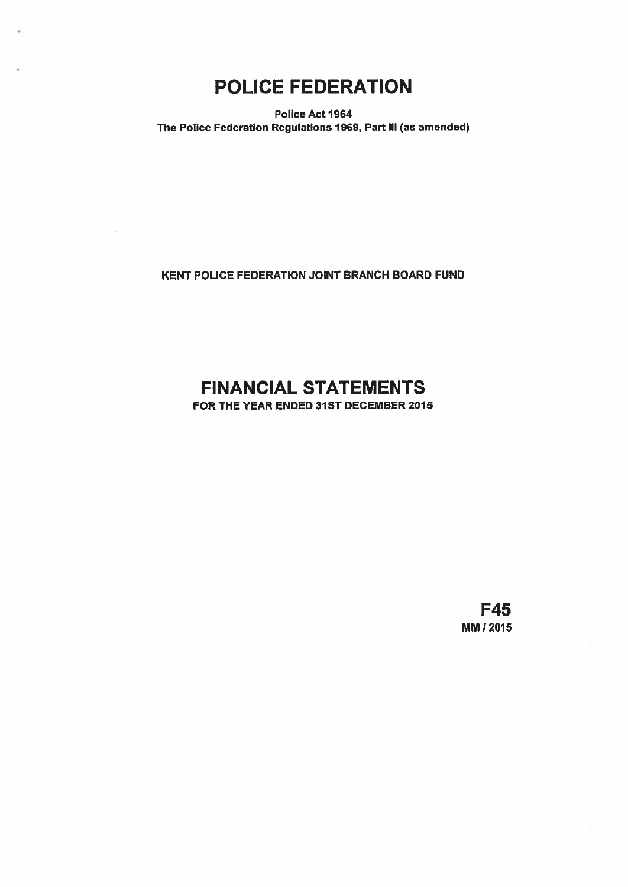# POLICE FEDERATION

**Police Act 1964**
**The Police Federation Regulations 1969, Part III (as amended)**

**KENT POLICE FEDERATION JOINT BRANCH BOARD FUND**

# FINANCIAL STATEMENTS

**FOR THE YEAR ENDED 31ST DECEMBER 2015**

**F45**
**MM / 2015**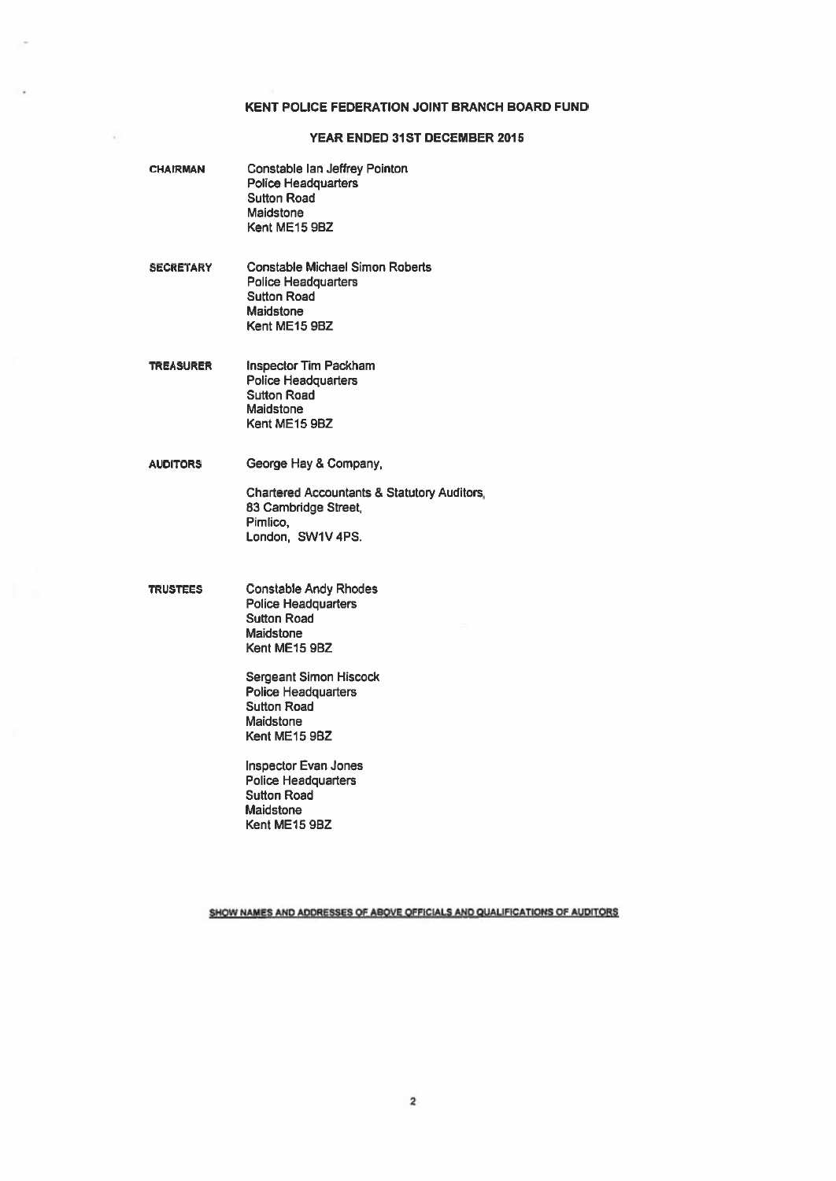# KENT POLICE FEDERATION JOINT BRANCH BOARD FUND

## YEAR ENDED 31ST DECEMBER 2015

**CHAIRMAN**

Constable Ian Jeffrey Pointon
Police Headquarters
Sutton Road
Maidstone
Kent ME15 9BZ

**SECRETARY**

Constable Michael Simon Roberts
Police Headquarters
Sutton Road
Maidstone
Kent ME15 9BZ

**TREASURER**

Inspector Tim Packham
Police Headquarters
Sutton Road
Maidstone
Kent ME15 9BZ

**AUDITORS**

George Hay & Company,

Chartered Accountants & Statutory Auditors,
83 Cambridge Street,
Pimlico,
London, SW1V 4PS.

**TRUSTEES**

Constable Andy Rhodes
Police Headquarters
Sutton Road
Maidstone
Kent ME15 9BZ

Sergeant Simon Hiscock
Police Headquarters
Sutton Road
Maidstone
Kent ME15 9BZ

Inspector Evan Jones
Police Headquarters
Sutton Road
Maidstone
Kent ME15 9BZ

**SHOW NAMES AND ADDRESSES OF ABOVE OFFICIALS AND QUALIFICATIONS OF AUDITORS**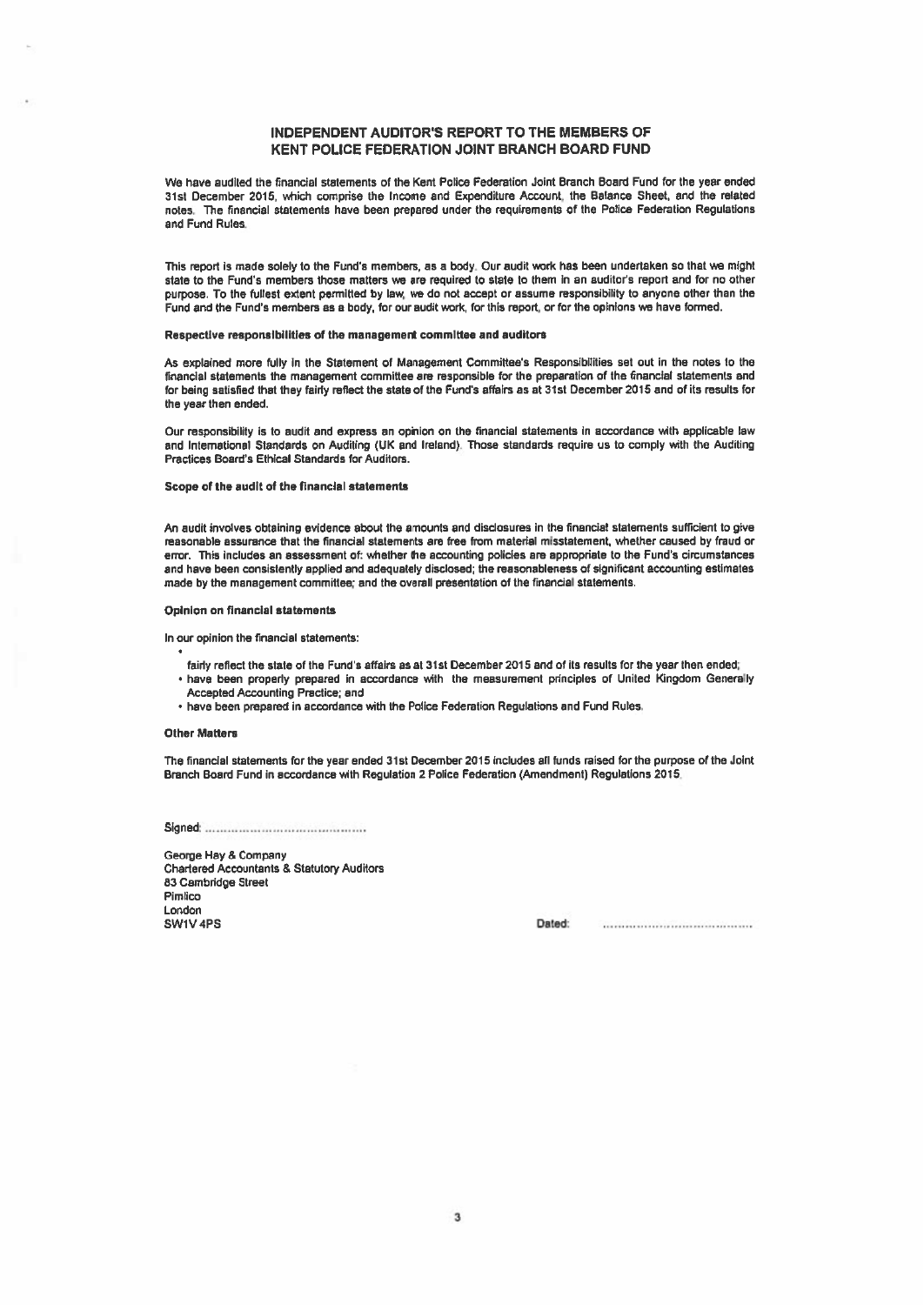# INDEPENDENT AUDITOR'S REPORT TO THE MEMBERS OF KENT POLICE FEDERATION JOINT BRANCH BOARD FUND

We have audited the financial statements of the Kent Police Federation Joint Branch Board Fund for the year ended 31st December 2015, which comprise the Income and Expenditure Account, the Balance Sheet, and the related notes. The financial statements have been prepared under the requirements of the Police Federation Regulations and Fund Rules.

This report is made solely to the Fund's members, as a body. Our audit work has been undertaken so that we might state to the Fund's members those matters we are required to state to them in an auditor's report and for no other purpose. To the fullest extent permitted by law, we do not accept or assume responsibility to anyone other than the Fund and the Fund's members as a body, for our audit work, for this report, or for the opinions we have formed.

**Respective responsibilities of the management committee and auditors**

As explained more fully in the Statement of Management Committee's Responsibilities set out in the notes to the financial statements the management committee are responsible for the preparation of the financial statements and for being satisfied that they fairly reflect the state of the Fund's affairs as at 31st December 2015 and of its results for the year then ended.

Our responsibility is to audit and express an opinion on the financial statements in accordance with applicable law and International Standards on Auditing (UK and Ireland). Those standards require us to comply with the Auditing Practices Board's Ethical Standards for Auditors.

**Scope of the audit of the financial statements**

An audit involves obtaining evidence about the amounts and disclosures in the financial statements sufficient to give reasonable assurance that the financial statements are free from material misstatement, whether caused by fraud or error. This includes an assessment of: whether the accounting policies are appropriate to the Fund's circumstances and have been consistently applied and adequately disclosed; the reasonableness of significant accounting estimates made by the management committee; and the overall presentation of the financial statements.

**Opinion on financial statements**

In our opinion the financial statements:

- fairly reflect the state of the Fund's affairs as at 31st December 2015 and of its results for the year then ended;
- have been properly prepared in accordance with the measurement principles of United Kingdom Generally Accepted Accounting Practice; and
- have been prepared in accordance with the Police Federation Regulations and Fund Rules.

**Other Matters**

The financial statements for the year ended 31st December 2015 includes all funds raised for the purpose of the Joint Branch Board Fund in accordance with Regulation 2 Police Federation (Amendment) Regulations 2015.

Signed: ........................................

George Hay & Company
Chartered Accountants & Statutory Auditors
83 Cambridge Street
Pimlico
London
SW1V 4PS

Dated: ........................................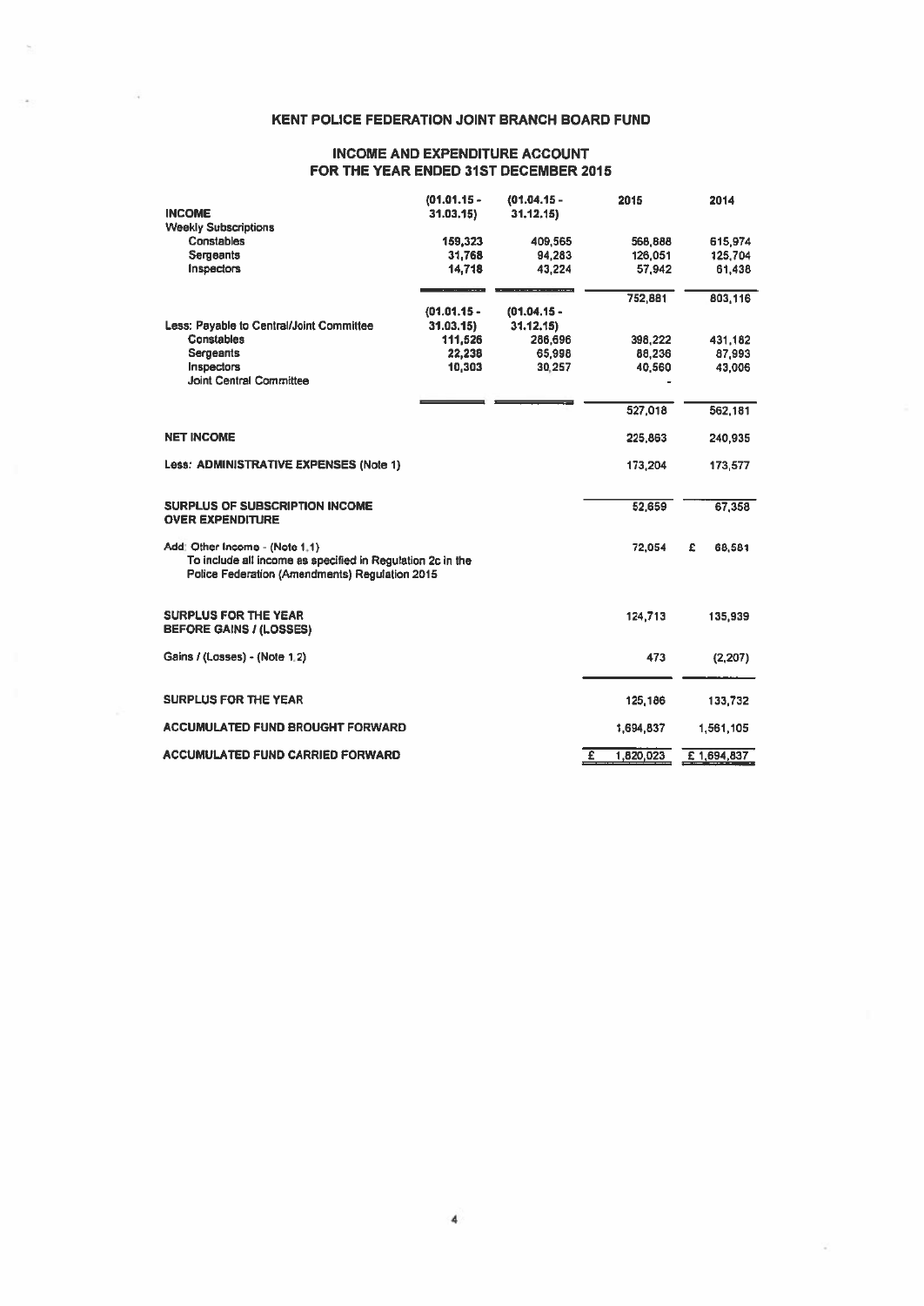# KENT POLICE FEDERATION JOINT BRANCH BOARD FUND

## INCOME AND EXPENDITURE ACCOUNT FOR THE YEAR ENDED 31ST DECEMBER 2015

| | (01.01.15 - 31.03.15) | (01.04.15 - 31.12.15) | 2015 | 2014 |
|---|---|---|---|---|
| **INCOME** | | | | |
| **Weekly Subscriptions** | | | | |
| Constables | 159,323 | 409,565 | 568,888 | 615,974 |
| Sergeants | 31,768 | 94,283 | 126,051 | 125,704 |
| Inspectors | 14,718 | 43,224 | 57,942 | 61,438 |
| | | | 752,881 | 803,116 |
| | (01.01.15 - 31.03.15) | (01.04.15 - 31.12.15) | | |
| **Less: Payable to Central/Joint Committee** | | | | |
| Constables | 111,526 | 286,696 | 398,222 | 431,182 |
| Sergeants | 22,238 | 65,998 | 88,236 | 87,993 |
| Inspectors | 10,303 | 30,257 | 40,560 | 43,006 |
| Joint Central Committee | | | - | |
| | | | 527,018 | 562,181 |
| **NET INCOME** | | | 225,863 | 240,935 |
| **Less: ADMINISTRATIVE EXPENSES (Note 1)** | | | 173,204 | 173,577 |
| **SURPLUS OF SUBSCRIPTION INCOME OVER EXPENDITURE** | | | 52,659 | 67,358 |
| Add: Other Income - (Note 1.1) To include all income as specified in Regulation 2c in the Police Federation (Amendments) Regulation 2015 | | | 72,054 | £ 68,581 |
| **SURPLUS FOR THE YEAR BEFORE GAINS / (LOSSES)** | | | 124,713 | 135,939 |
| Gains / (Losses) - (Note 1.2) | | | 473 | (2,207) |
| **SURPLUS FOR THE YEAR** | | | 125,186 | 133,732 |
| **ACCUMULATED FUND BROUGHT FORWARD** | | | 1,694,837 | 1,561,105 |
| **ACCUMULATED FUND CARRIED FORWARD** | | | £ 1,820,023 | £ 1,694,837 |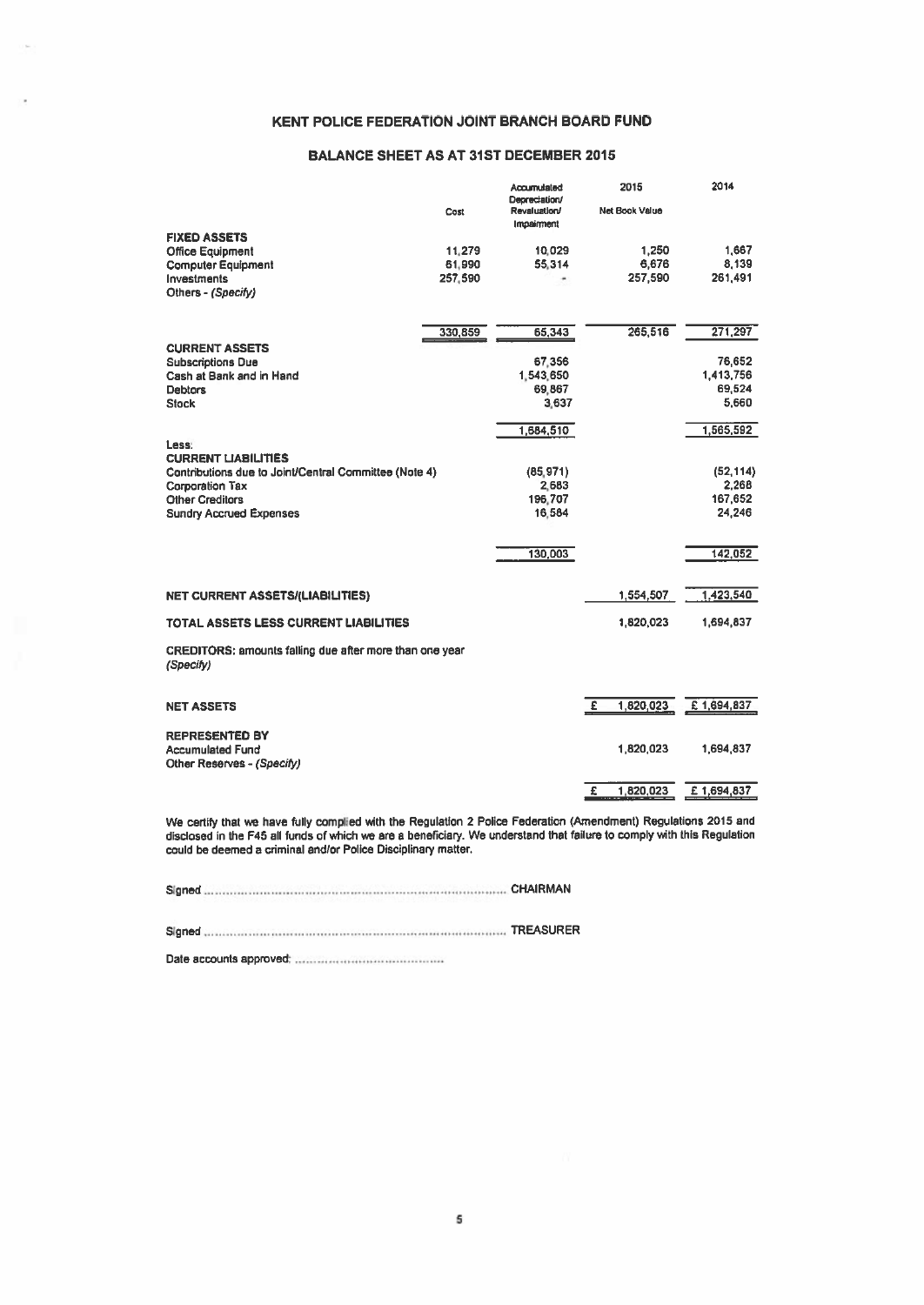# KENT POLICE FEDERATION JOINT BRANCH BOARD FUND

## BALANCE SHEET AS AT 31ST DECEMBER 2015

| | Cost | Accumulated Depreciation/ Revaluation/ Impairment | 2015 Net Book Value | 2014 |
|---|---|---|---|---|
| **FIXED ASSETS** | | | | |
| Office Equipment | 11,279 | 10,029 | 1,250 | 1,667 |
| Computer Equipment | 61,990 | 55,314 | 6,676 | 8,139 |
| Investments | 257,590 | - | 257,590 | 261,491 |
| Others - *(Specify)* | | | | |
| | 330,859 | 65,343 | 265,516 | 271,297 |
| **CURRENT ASSETS** | | | | |
| Subscriptions Due | | 67,356 | | 76,652 |
| Cash at Bank and in Hand | | 1,543,650 | | 1,413,756 |
| Debtors | | 69,867 | | 69,524 |
| Stock | | 3,637 | | 5,660 |
| | | 1,684,510 | | 1,565,592 |
| Less: | | | | |
| **CURRENT LIABILITIES** | | | | |
| Contributions due to Joint/Central Committee (Note 4) | | (85,971) | | (52,114) |
| Corporation Tax | | 2,683 | | 2,268 |
| Other Creditors | | 196,707 | | 167,652 |
| Sundry Accrued Expenses | | 16,584 | | 24,246 |
| | | 130,003 | | 142,052 |
| **NET CURRENT ASSETS/(LIABILITIES)** | | | 1,554,507 | 1,423,540 |
| **TOTAL ASSETS LESS CURRENT LIABILITIES** | | | 1,820,023 | 1,694,837 |
| **CREDITORS:** amounts falling due after more than one year *(Specify)* | | | | |
| **NET ASSETS** | | | £ 1,820,023 | £ 1,694,837 |
| **REPRESENTED BY** | | | | |
| Accumulated Fund | | | 1,820,023 | 1,694,837 |
| Other Reserves - *(Specify)* | | | | |
| | | | £ 1,820,023 | £ 1,694,837 |

We certify that we have fully complied with the Regulation 2 Police Federation (Amendment) Regulations 2015 and disclosed in the F45 all funds of which we are a beneficiary. We understand that failure to comply with this Regulation could be deemed a criminal and/or Police Disciplinary matter.

Signed ............................................................................ CHAIRMAN

Signed ............................................................................ TREASURER

Date accounts approved: ........................................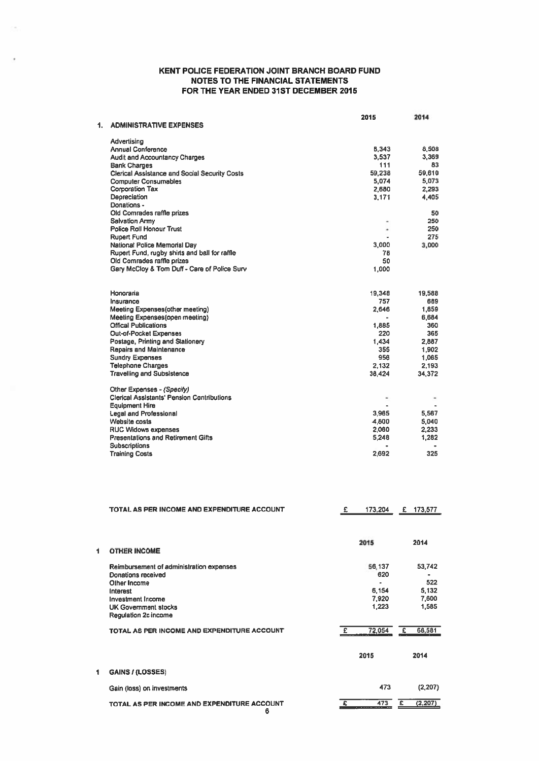# KENT POLICE FEDERATION JOINT BRANCH BOARD FUND
## NOTES TO THE FINANCIAL STATEMENTS
## FOR THE YEAR ENDED 31ST DECEMBER 2015

| 1. ADMINISTRATIVE EXPENSES | 2015 | 2014 |
|---|---|---|
| Advertising | | |
| Annual Conference | 8,343 | 8,508 |
| Audit and Accountancy Charges | 3,537 | 3,369 |
| Bank Charges | 111 | 83 |
| Clerical Assistance and Social Security Costs | 59,238 | 59,610 |
| Computer Consumables | 5,074 | 5,073 |
| Corporation Tax | 2,680 | 2,293 |
| Depreciation | 3,171 | 4,405 |
| Donations - | | |
| Old Comrades raffle prizes | | 50 |
| Salvation Army | - | 250 |
| Police Roll Honour Trust | - | 250 |
| Rupert Fund | - | 275 |
| National Police Memorial Day | 3,000 | 3,000 |
| Rupert Fund, rugby shirts and ball for raffle | 78 | |
| Old Comrades raffle prizes | 50 | |
| Gary McCloy & Tom Duff - Care of Police Surv | 1,000 | |
| Honoraria | 19,348 | 19,588 |
| Insurance | 757 | 689 |
| Meeting Expenses(other meeting) | 2,646 | 1,859 |
| Meeting Expenses(open meeting) | - | 6,684 |
| Offical Publications | 1,885 | 360 |
| Out-of-Pocket Expenses | 220 | 365 |
| Postage, Printing and Stationery | 1,434 | 2,887 |
| Repairs and Maintenance | 355 | 1,902 |
| Sundry Expenses | 956 | 1,065 |
| Telephone Charges | 2,132 | 2,193 |
| Travelling and Subsistence | 38,424 | 34,372 |
| Other Expenses - *(Specify)* | | |
| Clerical Assistants' Pension Contributions | - | - |
| Equipment Hire | - | |
| Legal and Professional | 3,965 | 5,567 |
| Website costs | 4,800 | 5,040 |
| RUC Widows expenses | 2,060 | 2,233 |
| Presentations and Retirement Gifts | 5,248 | 1,282 |
| Subscriptions | - | - |
| Training Costs | 2,692 | 325 |
| **TOTAL AS PER INCOME AND EXPENDITURE ACCOUNT** | £ 173,204 | £ 173,577 |

| 1 OTHER INCOME | 2015 | 2014 |
|---|---|---|
| Reimbursement of administration expenses | 56,137 | 53,742 |
| Donations received | 620 | - |
| Other Income | - | 522 |
| Interest | 6,154 | 5,132 |
| Investment Income | 7,920 | 7,600 |
| UK Government stocks | 1,223 | 1,585 |
| Regulation 2c income | | |
| **TOTAL AS PER INCOME AND EXPENDITURE ACCOUNT** | £ 72,054 | £ 68,581 |

| 1 GAINS / (LOSSES) | 2015 | 2014 |
|---|---|---|
| Gain (loss) on investments | 473 | (2,207) |
| **TOTAL AS PER INCOME AND EXPENDITURE ACCOUNT** | £ 473 | £ (2,207) |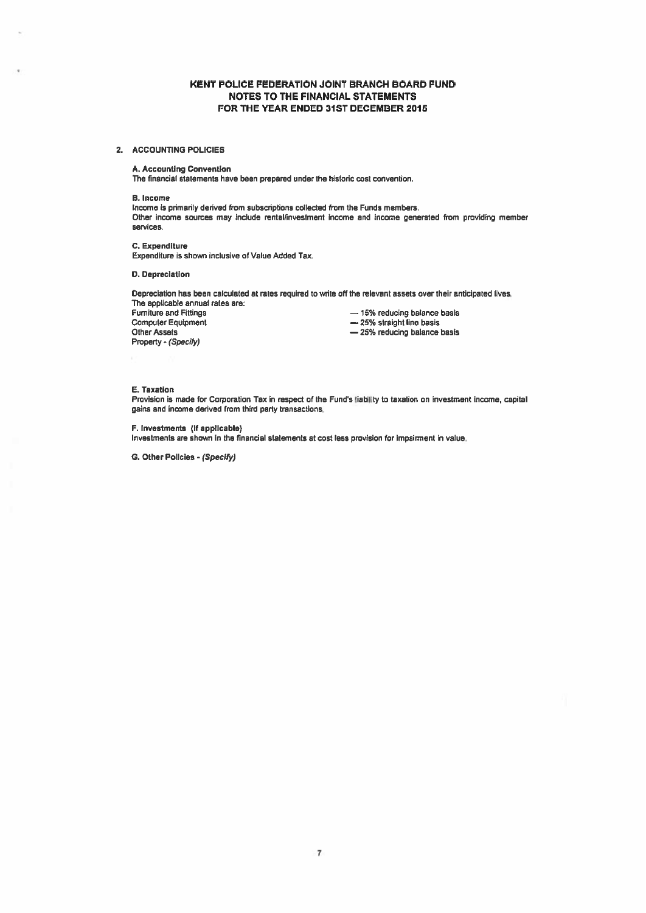# KENT POLICE FEDERATION JOINT BRANCH BOARD FUND
## NOTES TO THE FINANCIAL STATEMENTS
## FOR THE YEAR ENDED 31ST DECEMBER 2015

### 2. ACCOUNTING POLICIES

**A. Accounting Convention**
The financial statements have been prepared under the historic cost convention.

**B. Income**
Income is primarily derived from subscriptions collected from the Funds members.
Other income sources may include rental/investment income and income generated from providing member services.

**C. Expenditure**
Expenditure is shown inclusive of Value Added Tax.

**D. Depreciation**

Depreciation has been calculated at rates required to write off the relevant assets over their anticipated lives.
The applicable annual rates are:

| | |
|---|---|
| Furniture and Fittings | — 15% reducing balance basis |
| Computer Equipment | — 25% straight line basis |
| Other Assets | — 25% reducing balance basis |
| Property - *(Specify)* | |

**E. Taxation**
Provision is made for Corporation Tax in respect of the Fund's liability to taxation on investment income, capital gains and income derived from third party transactions.

**F. Investments (If applicable)**
Investments are shown in the financial statements at cost less provision for impairment in value.

**G. Other Policies** - *(Specify)*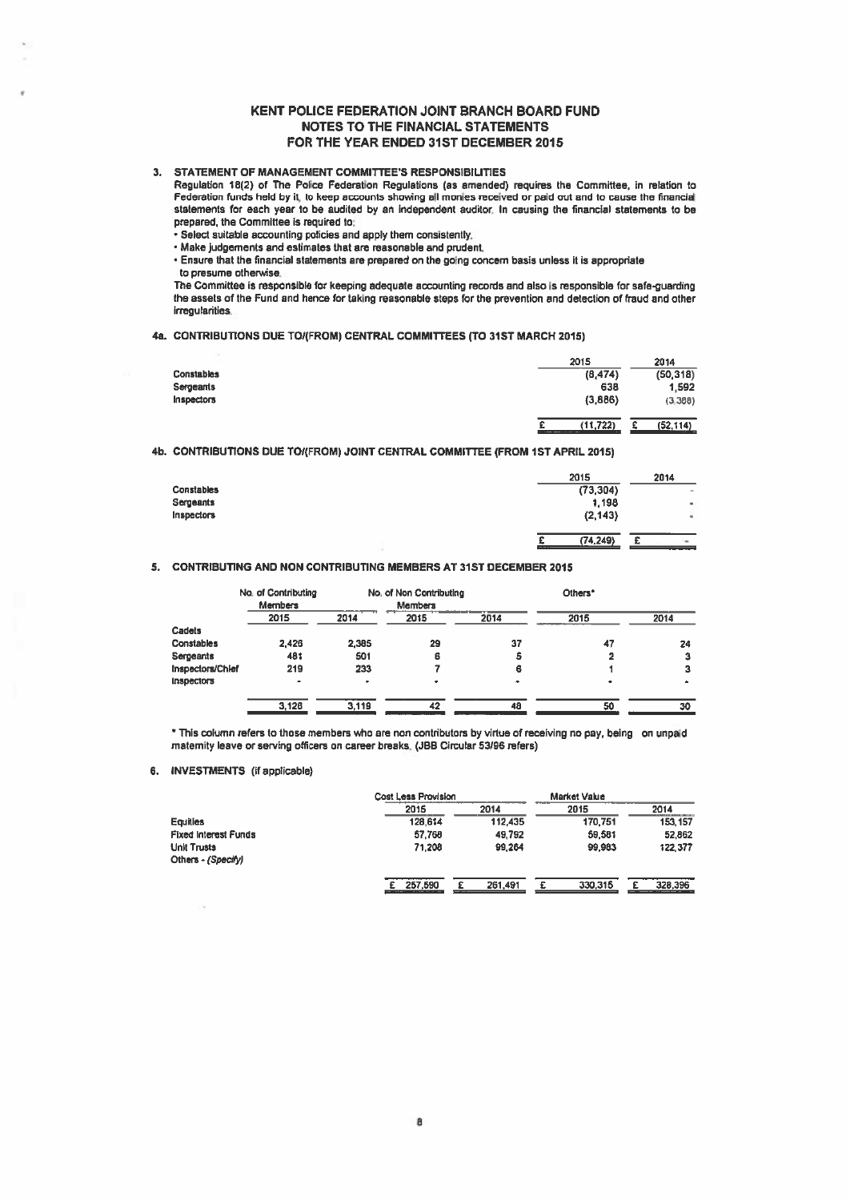# KENT POLICE FEDERATION JOINT BRANCH BOARD FUND
## NOTES TO THE FINANCIAL STATEMENTS
## FOR THE YEAR ENDED 31ST DECEMBER 2015

### 3. STATEMENT OF MANAGEMENT COMMITTEE'S RESPONSIBILITIES

Regulation 18(2) of The Police Federation Regulations (as amended) requires the Committee, in relation to Federation funds held by it, to keep accounts showing all monies received or paid out and to cause the financial statements for each year to be audited by an independent auditor. In causing the financial statements to be prepared, the Committee is required to:

- Select suitable accounting policies and apply them consistently.
- Make judgements and estimates that are reasonable and prudent.
- Ensure that the financial statements are prepared on the going concern basis unless it is appropriate to presume otherwise.

The Committee is responsible for keeping adequate accounting records and also is responsible for safe-guarding the assets of the Fund and hence for taking reasonable steps for the prevention and detection of fraud and other irregularities.

### 4a. CONTRIBUTIONS DUE TO/(FROM) CENTRAL COMMITTEES (TO 31ST MARCH 2015)

| | 2015 | 2014 |
|---|---|---|
| Constables | (8,474) | (50,318) |
| Sergeants | 638 | 1,592 |
| Inspectors | (3,886) | (3,388) |
| | £ (11,722) | £ (52,114) |

### 4b. CONTRIBUTIONS DUE TO/(FROM) JOINT CENTRAL COMMITTEE (FROM 1ST APRIL 2015)

| | 2015 | 2014 |
|---|---|---|
| Constables | (73,304) | - |
| Sergeants | 1,198 | - |
| Inspectors | (2,143) | - |
| | £ (74,249) | £ - |

### 5. CONTRIBUTING AND NON CONTRIBUTING MEMBERS AT 31ST DECEMBER 2015

| | No. of Contributing Members | | No. of Non Contributing Members | | Others* | |
|---|---|---|---|---|---|---|
| | 2015 | 2014 | 2015 | 2014 | 2015 | 2014 |
| Cadets | | | | | | |
| Constables | 2,428 | 2,385 | 29 | 37 | 47 | 24 |
| Sergeants | 481 | 501 | 6 | 5 | 2 | 3 |
| Inspectors/Chief Inspectors | 219 | 233 | 7 | 6 | 1 | 3 |
| | - | - | - | - | - | - |
| | 3,128 | 3,119 | 42 | 48 | 50 | 30 |

\* This column refers to those members who are non contributors by virtue of receiving no pay, being on unpaid maternity leave or serving officers on career breaks. (JBB Circular 53/96 refers)

### 6. INVESTMENTS (if applicable)

| | Cost Less Provision | | Market Value | |
|---|---|---|---|---|
| | 2015 | 2014 | 2015 | 2014 |
| Equities | 128,614 | 112,435 | 170,751 | 153,157 |
| Fixed Interest Funds | 57,768 | 49,792 | 59,581 | 52,862 |
| Unit Trusts | 71,208 | 99,264 | 99,983 | 122,377 |
| Others - *(Specify)* | | | | |
| | £ 257,590 | £ 261,491 | £ 330,315 | £ 328,396 |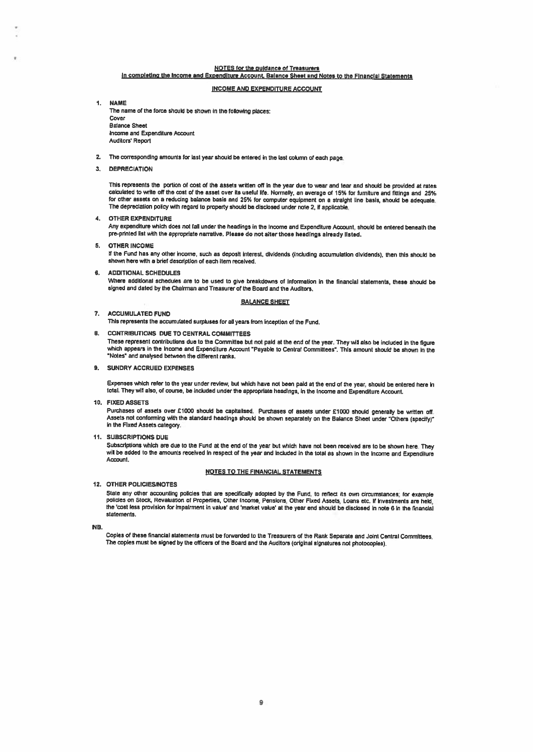**NOTES for the guidance of Treasurers**

**In completing the Income and Expenditure Account, Balance Sheet and Notes to the Financial Statements**

**INCOME AND EXPENDITURE ACCOUNT**

1. **NAME**

   The name of the force should be shown in the following places:
   Cover
   Balance Sheet
   Income and Expenditure Account
   Auditors' Report

2. The corresponding amounts for last year should be entered in the last column of each page.

3. **DEPRECIATION**

   This represents the portion of cost of the assets written off in the year due to wear and tear and should be provided at rates calculated to write off the cost of the asset over its useful life. Normally, an average of 15% for furniture and fittings and 25% for other assets on a reducing balance basis and 25% for computer equipment on a straight line basis, should be adequate. The depreciation policy with regard to property should be disclosed under note 2, if applicable.

4. **OTHER EXPENDITURE**

   Any expenditure which does not fall under the headings in the Income and Expenditure Account, should be entered beneath the pre-printed list with the appropriate narrative. **Please do not alter those headings already listed.**

5. **OTHER INCOME**

   If the Fund has any other income, such as deposit interest, dividends (including accumulation dividends), then this should be shown here with a brief description of each item received.

6. **ADDITIONAL SCHEDULES**

   Where additional schedules are to be used to give breakdowns of information in the financial statements, these should be signed and dated by the Chairman and Treasurer of the Board and the Auditors.

**BALANCE SHEET**

7. **ACCUMULATED FUND**

   This represents the accumulated surpluses for all years from inception of the Fund.

8. **CONTRIBUTIONS DUE TO CENTRAL COMMITTEES**

   These represent contributions due to the Committee but not paid at the end of the year. They will also be included in the figure which appears in the Income and Expenditure Account "Payable to Central Committees". This amount should be shown in the "Notes" and analysed between the different ranks.

9. **SUNDRY ACCRUED EXPENSES**

   Expenses which refer to the year under review, but which have not been paid at the end of the year, should be entered here in total. They will also, of course, be included under the appropriate headings, in the Income and Expenditure Account.

10. **FIXED ASSETS**

    Purchases of assets over £1000 should be capitalised. Purchases of assets under £1000 should generally be written off. Assets not conforming with the standard headings should be shown separately on the Balance Sheet under "Others (specify)" in the Fixed Assets category.

11. **SUBSCRIPTIONS DUE**

    Subscriptions which are due to the Fund at the end of the year but which have not been received are to be shown here. They will be added to the amounts received in respect of the year and included in the total as shown in the Income and Expenditure Account.

**NOTES TO THE FINANCIAL STATEMENTS**

12. **OTHER POLICIES/NOTES**

    State any other accounting policies that are specifically adopted by the Fund, to reflect its own circumstances; for example policies on Stock, Revaluation of Properties, Other Income, Pensions, Other Fixed Assets, Loans etc. If investments are held, the 'cost less provision for impairment in value' and 'market value' at the year end should be disclosed in note 6 in the financial statements.

**NB.**

Copies of these financial statements must be forwarded to the Treasurers of the Rank Separate and Joint Central Committees. The copies must be signed by the officers of the Board and the Auditors (original signatures not photocopies).